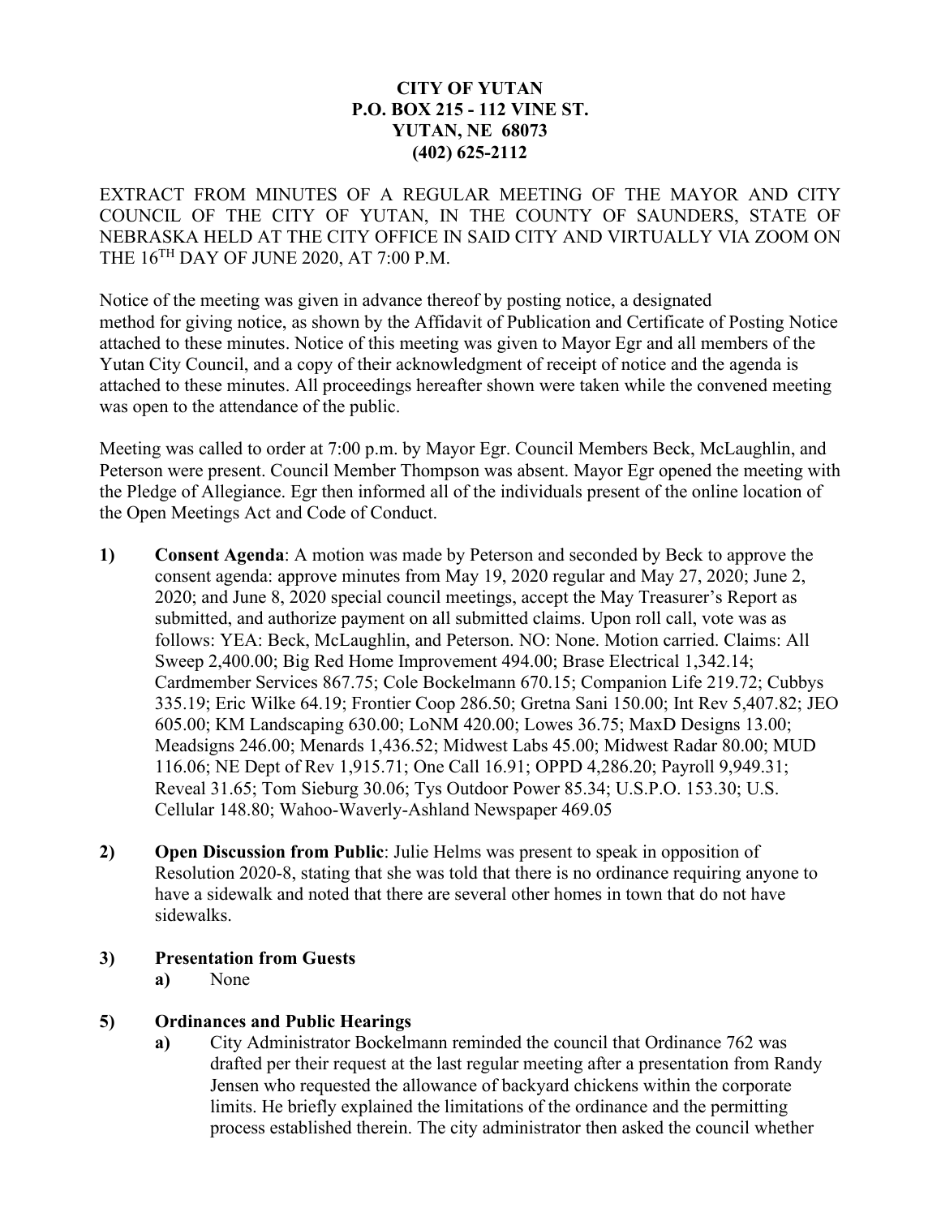**CITY OF YUTAN**
**P.O. BOX 215 - 112 VINE ST.**
**YUTAN, NE 68073**
**(402) 625-2112**

EXTRACT FROM MINUTES OF A REGULAR MEETING OF THE MAYOR AND CITY COUNCIL OF THE CITY OF YUTAN, IN THE COUNTY OF SAUNDERS, STATE OF NEBRASKA HELD AT THE CITY OFFICE IN SAID CITY AND VIRTUALLY VIA ZOOM ON THE 16TH DAY OF JUNE 2020, AT 7:00 P.M.

Notice of the meeting was given in advance thereof by posting notice, a designated method for giving notice, as shown by the Affidavit of Publication and Certificate of Posting Notice attached to these minutes. Notice of this meeting was given to Mayor Egr and all members of the Yutan City Council, and a copy of their acknowledgment of receipt of notice and the agenda is attached to these minutes. All proceedings hereafter shown were taken while the convened meeting was open to the attendance of the public.

Meeting was called to order at 7:00 p.m. by Mayor Egr. Council Members Beck, McLaughlin, and Peterson were present. Council Member Thompson was absent. Mayor Egr opened the meeting with the Pledge of Allegiance. Egr then informed all of the individuals present of the online location of the Open Meetings Act and Code of Conduct.

**1) Consent Agenda**: A motion was made by Peterson and seconded by Beck to approve the consent agenda: approve minutes from May 19, 2020 regular and May 27, 2020; June 2, 2020; and June 8, 2020 special council meetings, accept the May Treasurer's Report as submitted, and authorize payment on all submitted claims. Upon roll call, vote was as follows: YEA: Beck, McLaughlin, and Peterson. NO: None. Motion carried. Claims: All Sweep 2,400.00; Big Red Home Improvement 494.00; Brase Electrical 1,342.14; Cardmember Services 867.75; Cole Bockelmann 670.15; Companion Life 219.72; Cubbys 335.19; Eric Wilke 64.19; Frontier Coop 286.50; Gretna Sani 150.00; Int Rev 5,407.82; JEO 605.00; KM Landscaping 630.00; LoNM 420.00; Lowes 36.75; MaxD Designs 13.00; Meadsigns 246.00; Menards 1,436.52; Midwest Labs 45.00; Midwest Radar 80.00; MUD 116.06; NE Dept of Rev 1,915.71; One Call 16.91; OPPD 4,286.20; Payroll 9,949.31; Reveal 31.65; Tom Sieburg 30.06; Tys Outdoor Power 85.34; U.S.P.O. 153.30; U.S. Cellular 148.80; Wahoo-Waverly-Ashland Newspaper 469.05

**2) Open Discussion from Public**: Julie Helms was present to speak in opposition of Resolution 2020-8, stating that she was told that there is no ordinance requiring anyone to have a sidewalk and noted that there are several other homes in town that do not have sidewalks.

**3) Presentation from Guests**

**a)** None

**5) Ordinances and Public Hearings**

**a)** City Administrator Bockelmann reminded the council that Ordinance 762 was drafted per their request at the last regular meeting after a presentation from Randy Jensen who requested the allowance of backyard chickens within the corporate limits. He briefly explained the limitations of the ordinance and the permitting process established therein. The city administrator then asked the council whether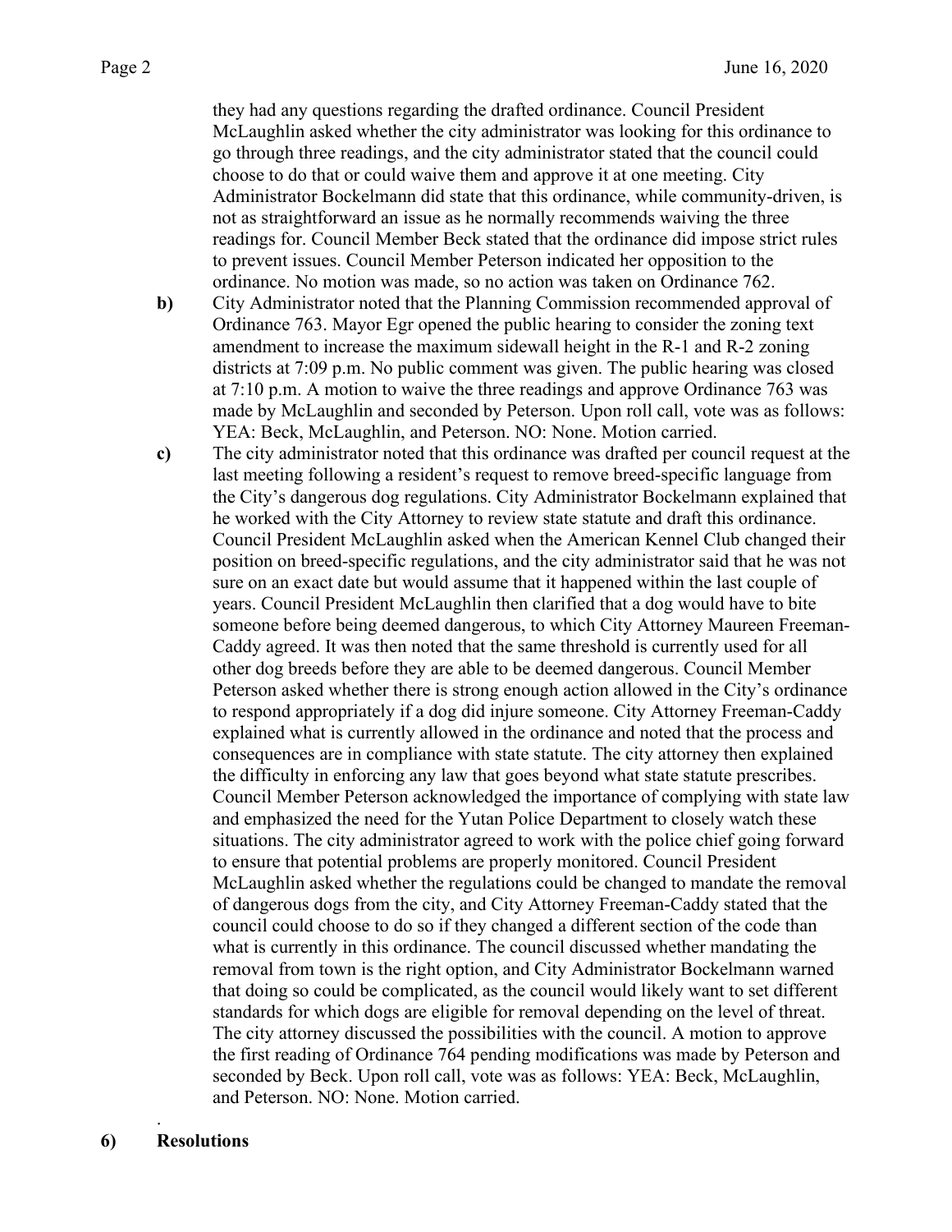they had any questions regarding the drafted ordinance. Council President McLaughlin asked whether the city administrator was looking for this ordinance to go through three readings, and the city administrator stated that the council could choose to do that or could waive them and approve it at one meeting. City Administrator Bockelmann did state that this ordinance, while community-driven, is not as straightforward an issue as he normally recommends waiving the three readings for. Council Member Beck stated that the ordinance did impose strict rules to prevent issues. Council Member Peterson indicated her opposition to the ordinance. No motion was made, so no action was taken on Ordinance 762.

**b)** City Administrator noted that the Planning Commission recommended approval of Ordinance 763. Mayor Egr opened the public hearing to consider the zoning text amendment to increase the maximum sidewall height in the R-1 and R-2 zoning districts at 7:09 p.m. No public comment was given. The public hearing was closed at 7:10 p.m. A motion to waive the three readings and approve Ordinance 763 was made by McLaughlin and seconded by Peterson. Upon roll call, vote was as follows: YEA: Beck, McLaughlin, and Peterson. NO: None. Motion carried.

**c)** The city administrator noted that this ordinance was drafted per council request at the last meeting following a resident's request to remove breed-specific language from the City's dangerous dog regulations. City Administrator Bockelmann explained that he worked with the City Attorney to review state statute and draft this ordinance. Council President McLaughlin asked when the American Kennel Club changed their position on breed-specific regulations, and the city administrator said that he was not sure on an exact date but would assume that it happened within the last couple of years. Council President McLaughlin then clarified that a dog would have to bite someone before being deemed dangerous, to which City Attorney Maureen Freeman-Caddy agreed. It was then noted that the same threshold is currently used for all other dog breeds before they are able to be deemed dangerous. Council Member Peterson asked whether there is strong enough action allowed in the City's ordinance to respond appropriately if a dog did injure someone. City Attorney Freeman-Caddy explained what is currently allowed in the ordinance and noted that the process and consequences are in compliance with state statute. The city attorney then explained the difficulty in enforcing any law that goes beyond what state statute prescribes. Council Member Peterson acknowledged the importance of complying with state law and emphasized the need for the Yutan Police Department to closely watch these situations. The city administrator agreed to work with the police chief going forward to ensure that potential problems are properly monitored. Council President McLaughlin asked whether the regulations could be changed to mandate the removal of dangerous dogs from the city, and City Attorney Freeman-Caddy stated that the council could choose to do so if they changed a different section of the code than what is currently in this ordinance. The council discussed whether mandating the removal from town is the right option, and City Administrator Bockelmann warned that doing so could be complicated, as the council would likely want to set different standards for which dogs are eligible for removal depending on the level of threat. The city attorney discussed the possibilities with the council. A motion to approve the first reading of Ordinance 764 pending modifications was made by Peterson and seconded by Beck. Upon roll call, vote was as follows: YEA: Beck, McLaughlin, and Peterson. NO: None. Motion carried.

## 6) Resolutions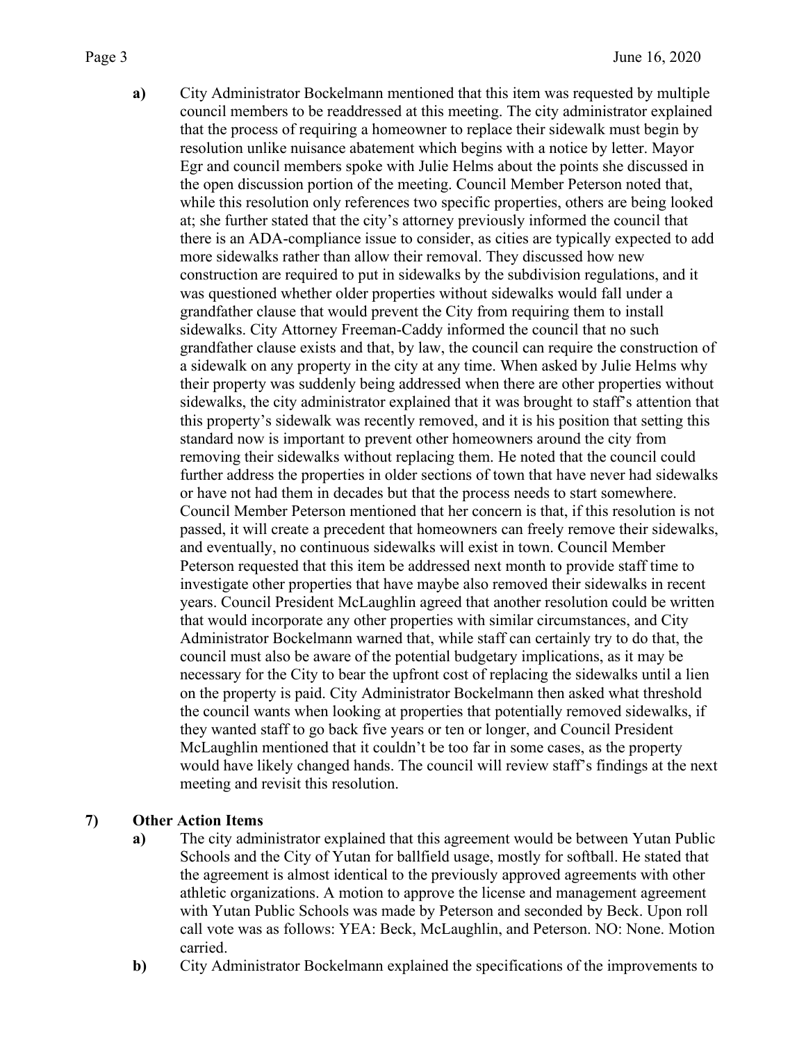**a)** City Administrator Bockelmann mentioned that this item was requested by multiple council members to be readdressed at this meeting. The city administrator explained that the process of requiring a homeowner to replace their sidewalk must begin by resolution unlike nuisance abatement which begins with a notice by letter. Mayor Egr and council members spoke with Julie Helms about the points she discussed in the open discussion portion of the meeting. Council Member Peterson noted that, while this resolution only references two specific properties, others are being looked at; she further stated that the city's attorney previously informed the council that there is an ADA-compliance issue to consider, as cities are typically expected to add more sidewalks rather than allow their removal. They discussed how new construction are required to put in sidewalks by the subdivision regulations, and it was questioned whether older properties without sidewalks would fall under a grandfather clause that would prevent the City from requiring them to install sidewalks. City Attorney Freeman-Caddy informed the council that no such grandfather clause exists and that, by law, the council can require the construction of a sidewalk on any property in the city at any time. When asked by Julie Helms why their property was suddenly being addressed when there are other properties without sidewalks, the city administrator explained that it was brought to staff's attention that this property's sidewalk was recently removed, and it is his position that setting this standard now is important to prevent other homeowners around the city from removing their sidewalks without replacing them. He noted that the council could further address the properties in older sections of town that have never had sidewalks or have not had them in decades but that the process needs to start somewhere. Council Member Peterson mentioned that her concern is that, if this resolution is not passed, it will create a precedent that homeowners can freely remove their sidewalks, and eventually, no continuous sidewalks will exist in town. Council Member Peterson requested that this item be addressed next month to provide staff time to investigate other properties that have maybe also removed their sidewalks in recent years. Council President McLaughlin agreed that another resolution could be written that would incorporate any other properties with similar circumstances, and City Administrator Bockelmann warned that, while staff can certainly try to do that, the council must also be aware of the potential budgetary implications, as it may be necessary for the City to bear the upfront cost of replacing the sidewalks until a lien on the property is paid. City Administrator Bockelmann then asked what threshold the council wants when looking at properties that potentially removed sidewalks, if they wanted staff to go back five years or ten or longer, and Council President McLaughlin mentioned that it couldn't be too far in some cases, as the property would have likely changed hands. The council will review staff's findings at the next meeting and revisit this resolution.

**7) Other Action Items**

**a)** The city administrator explained that this agreement would be between Yutan Public Schools and the City of Yutan for ballfield usage, mostly for softball. He stated that the agreement is almost identical to the previously approved agreements with other athletic organizations. A motion to approve the license and management agreement with Yutan Public Schools was made by Peterson and seconded by Beck. Upon roll call vote was as follows: YEA: Beck, McLaughlin, and Peterson. NO: None. Motion carried.

**b)** City Administrator Bockelmann explained the specifications of the improvements to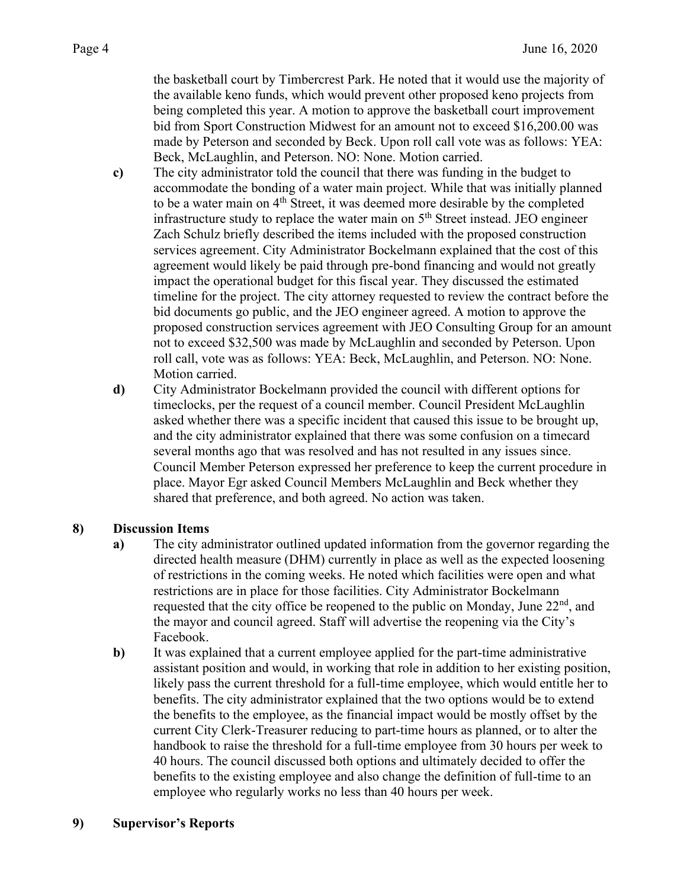the basketball court by Timbercrest Park. He noted that it would use the majority of the available keno funds, which would prevent other proposed keno projects from being completed this year. A motion to approve the basketball court improvement bid from Sport Construction Midwest for an amount not to exceed $16,200.00 was made by Peterson and seconded by Beck. Upon roll call vote was as follows: YEA: Beck, McLaughlin, and Peterson. NO: None. Motion carried.

**c)** The city administrator told the council that there was funding in the budget to accommodate the bonding of a water main project. While that was initially planned to be a water main on 4th Street, it was deemed more desirable by the completed infrastructure study to replace the water main on 5th Street instead. JEO engineer Zach Schulz briefly described the items included with the proposed construction services agreement. City Administrator Bockelmann explained that the cost of this agreement would likely be paid through pre-bond financing and would not greatly impact the operational budget for this fiscal year. They discussed the estimated timeline for the project. The city attorney requested to review the contract before the bid documents go public, and the JEO engineer agreed. A motion to approve the proposed construction services agreement with JEO Consulting Group for an amount not to exceed $32,500 was made by McLaughlin and seconded by Peterson. Upon roll call, vote was as follows: YEA: Beck, McLaughlin, and Peterson. NO: None. Motion carried.

**d)** City Administrator Bockelmann provided the council with different options for timeclocks, per the request of a council member. Council President McLaughlin asked whether there was a specific incident that caused this issue to be brought up, and the city administrator explained that there was some confusion on a timecard several months ago that was resolved and has not resulted in any issues since. Council Member Peterson expressed her preference to keep the current procedure in place. Mayor Egr asked Council Members McLaughlin and Beck whether they shared that preference, and both agreed. No action was taken.

## 8) Discussion Items

**a)** The city administrator outlined updated information from the governor regarding the directed health measure (DHM) currently in place as well as the expected loosening of restrictions in the coming weeks. He noted which facilities were open and what restrictions are in place for those facilities. City Administrator Bockelmann requested that the city office be reopened to the public on Monday, June 22nd, and the mayor and council agreed. Staff will advertise the reopening via the City's Facebook.

**b)** It was explained that a current employee applied for the part-time administrative assistant position and would, in working that role in addition to her existing position, likely pass the current threshold for a full-time employee, which would entitle her to benefits. The city administrator explained that the two options would be to extend the benefits to the employee, as the financial impact would be mostly offset by the current City Clerk-Treasurer reducing to part-time hours as planned, or to alter the handbook to raise the threshold for a full-time employee from 30 hours per week to 40 hours. The council discussed both options and ultimately decided to offer the benefits to the existing employee and also change the definition of full-time to an employee who regularly works no less than 40 hours per week.

## 9) Supervisor's Reports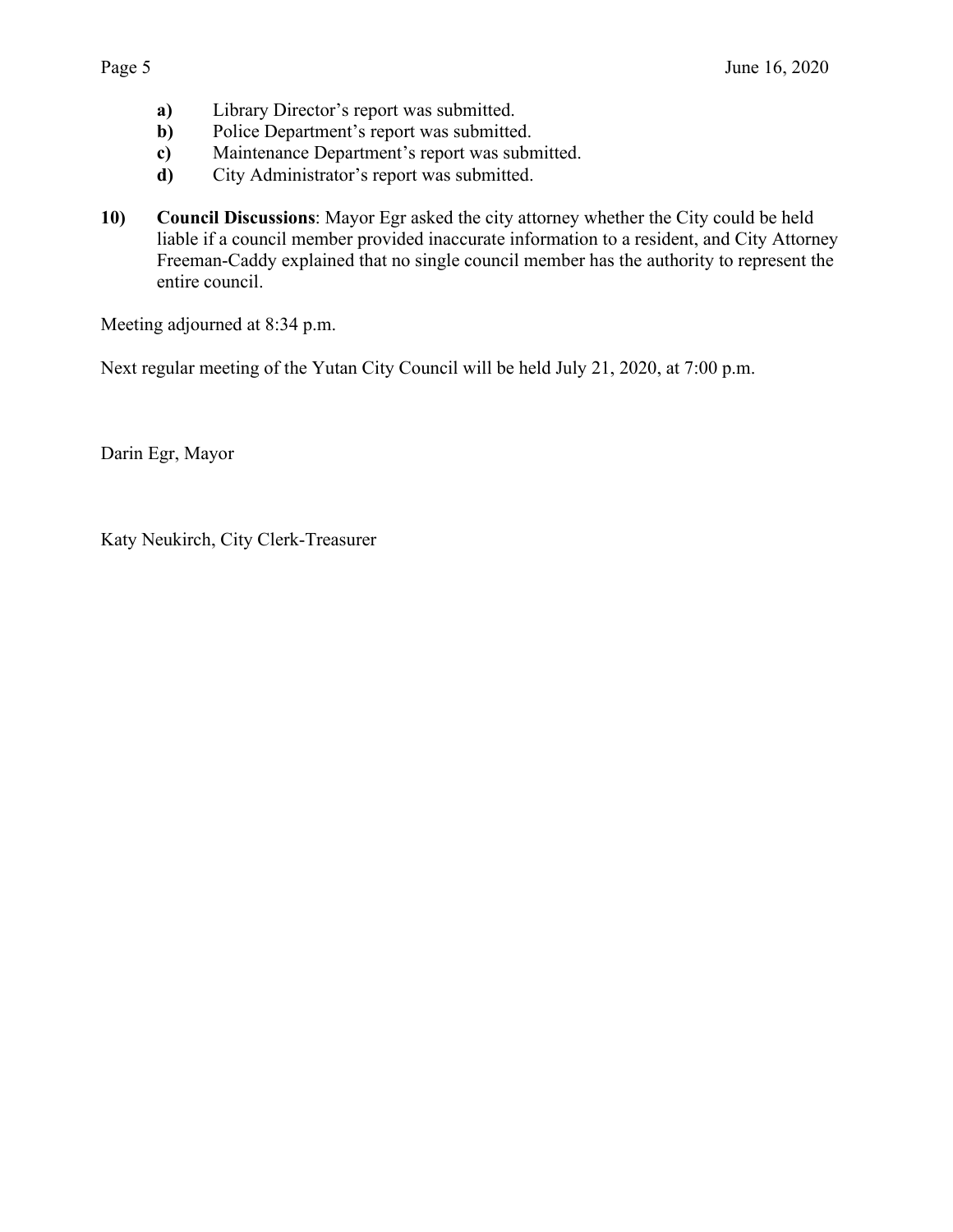- **a)** Library Director's report was submitted.
- **b)** Police Department's report was submitted.
- **c)** Maintenance Department's report was submitted.
- **d)** City Administrator's report was submitted.

**10) Council Discussions**: Mayor Egr asked the city attorney whether the City could be held liable if a council member provided inaccurate information to a resident, and City Attorney Freeman-Caddy explained that no single council member has the authority to represent the entire council.

Meeting adjourned at 8:34 p.m.

Next regular meeting of the Yutan City Council will be held July 21, 2020, at 7:00 p.m.

Darin Egr, Mayor

Katy Neukirch, City Clerk-Treasurer